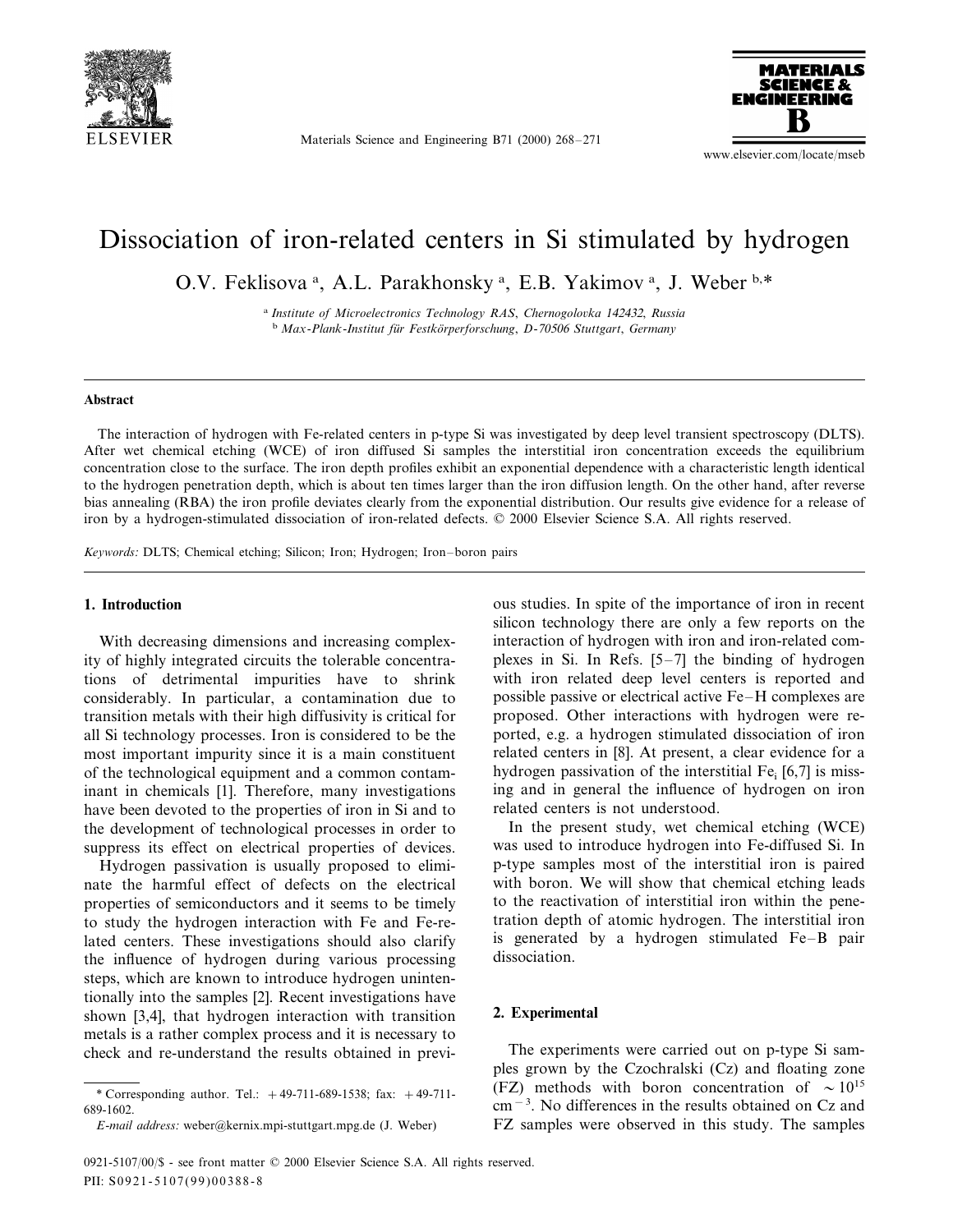# Dissociation of iron-related centers in Si stimulated by hydrogen

O.V. Feklisova [a], A.L. Parakhonsky [a], E.B. Yakimov [a], J. Weber [b,*]

[a] *Institute of Microelectronics Technology RAS, Chernogolovka 142432, Russia*
[b] *Max-Plank-Institut für Festkörperforschung, D-70506 Stuttgart, Germany*

---

**Abstract**

The interaction of hydrogen with Fe-related centers in p-type Si was investigated by deep level transient spectroscopy (DLTS). After wet chemical etching (WCE) of iron diffused Si samples the interstitial iron concentration exceeds the equilibrium concentration close to the surface. The iron depth profiles exhibit an exponential dependence with a characteristic length identical to the hydrogen penetration depth, which is about ten times larger than the iron diffusion length. On the other hand, after reverse bias annealing (RBA) the iron profile deviates clearly from the exponential distribution. Our results give evidence for a release of iron by a hydrogen-stimulated dissociation of iron-related defects. © 2000 Elsevier Science S.A. All rights reserved.

*Keywords:* DLTS; Chemical etching; Silicon; Iron; Hydrogen; Iron–boron pairs

---

## 1. Introduction

With decreasing dimensions and increasing complexity of highly integrated circuits the tolerable concentrations of detrimental impurities have to shrink considerably. In particular, a contamination due to transition metals with their high diffusivity is critical for all Si technology processes. Iron is considered to be the most important impurity since it is a main constituent of the technological equipment and a common contaminant in chemicals [1]. Therefore, many investigations have been devoted to the properties of iron in Si and to the development of technological processes in order to suppress its effect on electrical properties of devices.

Hydrogen passivation is usually proposed to eliminate the harmful effect of defects on the electrical properties of semiconductors and it seems to be timely to study the hydrogen interaction with Fe and Fe-related centers. These investigations should also clarify the influence of hydrogen during various processing steps, which are known to introduce hydrogen unintentionally into the samples [2]. Recent investigations have shown [3,4], that hydrogen interaction with transition metals is a rather complex process and it is necessary to check and re-understand the results obtained in previous studies. In spite of the importance of iron in recent silicon technology there are only a few reports on the interaction of hydrogen with iron and iron-related complexes in Si. In Refs. [5–7] the binding of hydrogen with iron related deep level centers is reported and possible passive or electrical active Fe–H complexes are proposed. Other interactions with hydrogen were reported, e.g. a hydrogen stimulated dissociation of iron related centers in [8]. At present, a clear evidence for a hydrogen passivation of the interstitial $Fe_i$ [6,7] is missing and in general the influence of hydrogen on iron related centers is not understood.

In the present study, wet chemical etching (WCE) was used to introduce hydrogen into Fe-diffused Si. In p-type samples most of the interstitial iron is paired with boron. We will show that chemical etching leads to the reactivation of interstitial iron within the penetration depth of atomic hydrogen. The interstitial iron is generated by a hydrogen stimulated Fe–B pair dissociation.

## 2. Experimental

The experiments were carried out on p-type Si samples grown by the Czochralski (Cz) and floating zone (FZ) methods with boron concentration of $\sim 10^{15}$ $cm^{-3}$. No differences in the results obtained on Cz and FZ samples were observed in this study. The samples

---

\* Corresponding author. Tel.: +49-711-689-1538; fax: +49-711-689-1602.

*E-mail address:* weber@kernix.mpi-stuttgart.mpg.de (J. Weber)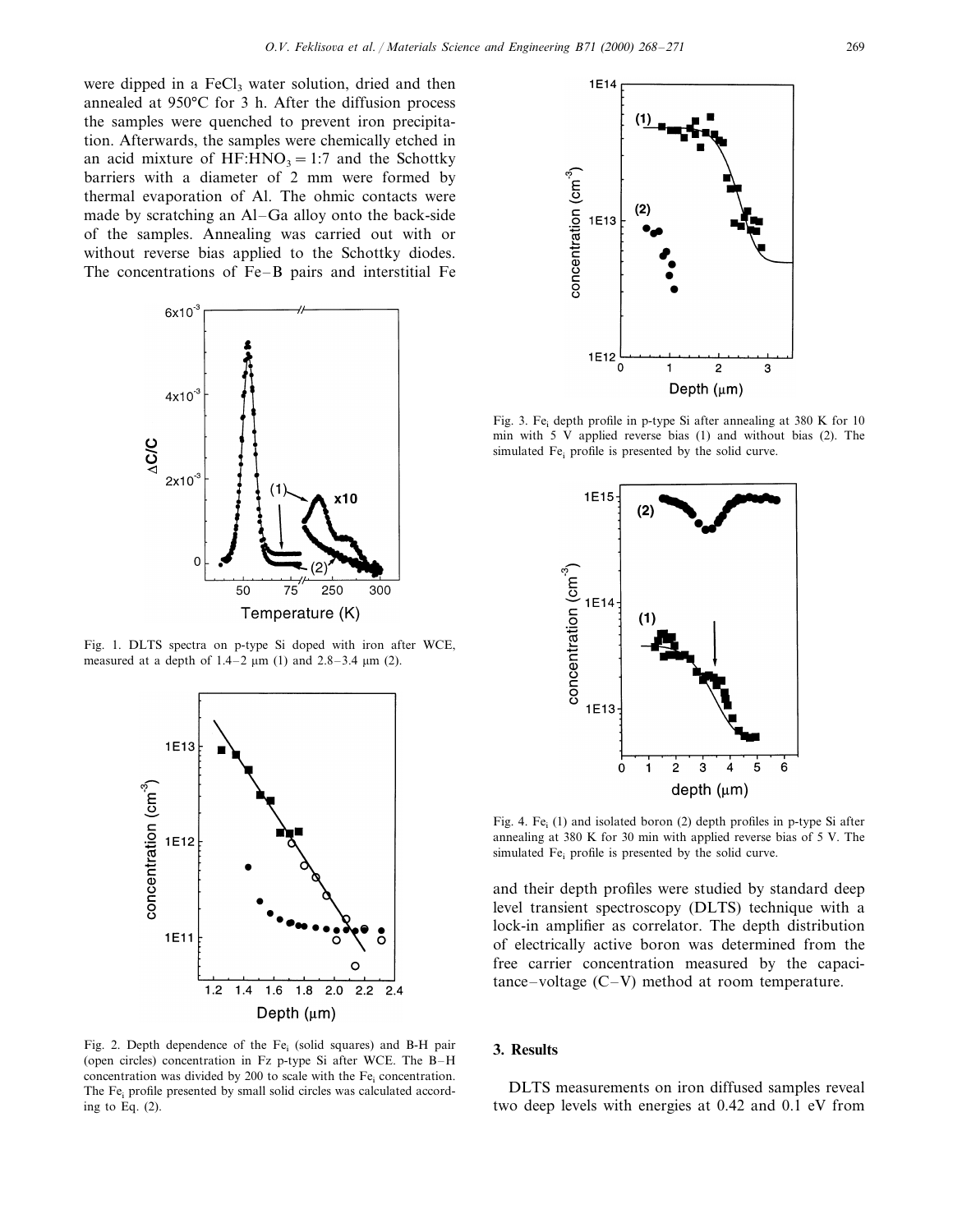were dipped in a $FeCl_3$ water solution, dried and then annealed at 950°C for 3 h. After the diffusion process the samples were quenched to prevent iron precipitation. Afterwards, the samples were chemically etched in an acid mixture of $HF:HNO_3 = 1:7$ and the Schottky barriers with a diameter of 2 mm were formed by thermal evaporation of Al. The ohmic contacts were made by scratching an Al–Ga alloy onto the back-side of the samples. Annealing was carried out with or without reverse bias applied to the Schottky diodes. The concentrations of Fe–B pairs and interstitial Fe and their depth profiles were studied by standard deep level transient spectroscopy (DLTS) technique with a lock-in amplifier as correlator. The depth distribution of electrically active boron was determined from the free carrier concentration measured by the capacitance–voltage (C–V) method at room temperature.

Fig. 1. DLTS spectra on p-type Si doped with iron after WCE, measured at a depth of 1.4–2 μm (1) and 2.8–3.4 μm (2).

Fig. 2. Depth dependence of the $Fe_i$ (solid squares) and B-H pair (open circles) concentration in Fz p-type Si after WCE. The B–H concentration was divided by 200 to scale with the $Fe_i$ concentration. The $Fe_i$ profile presented by small solid circles was calculated according to Eq. (2).

Fig. 3. $Fe_i$ depth profile in p-type Si after annealing at 380 K for 10 min with 5 V applied reverse bias (1) and without bias (2). The simulated $Fe_i$ profile is presented by the solid curve.

Fig. 4. $Fe_i$ (1) and isolated boron (2) depth profiles in p-type Si after annealing at 380 K for 30 min with applied reverse bias of 5 V. The simulated $Fe_i$ profile is presented by the solid curve.

## 3. Results

DLTS measurements on iron diffused samples reveal two deep levels with energies at 0.42 and 0.1 eV from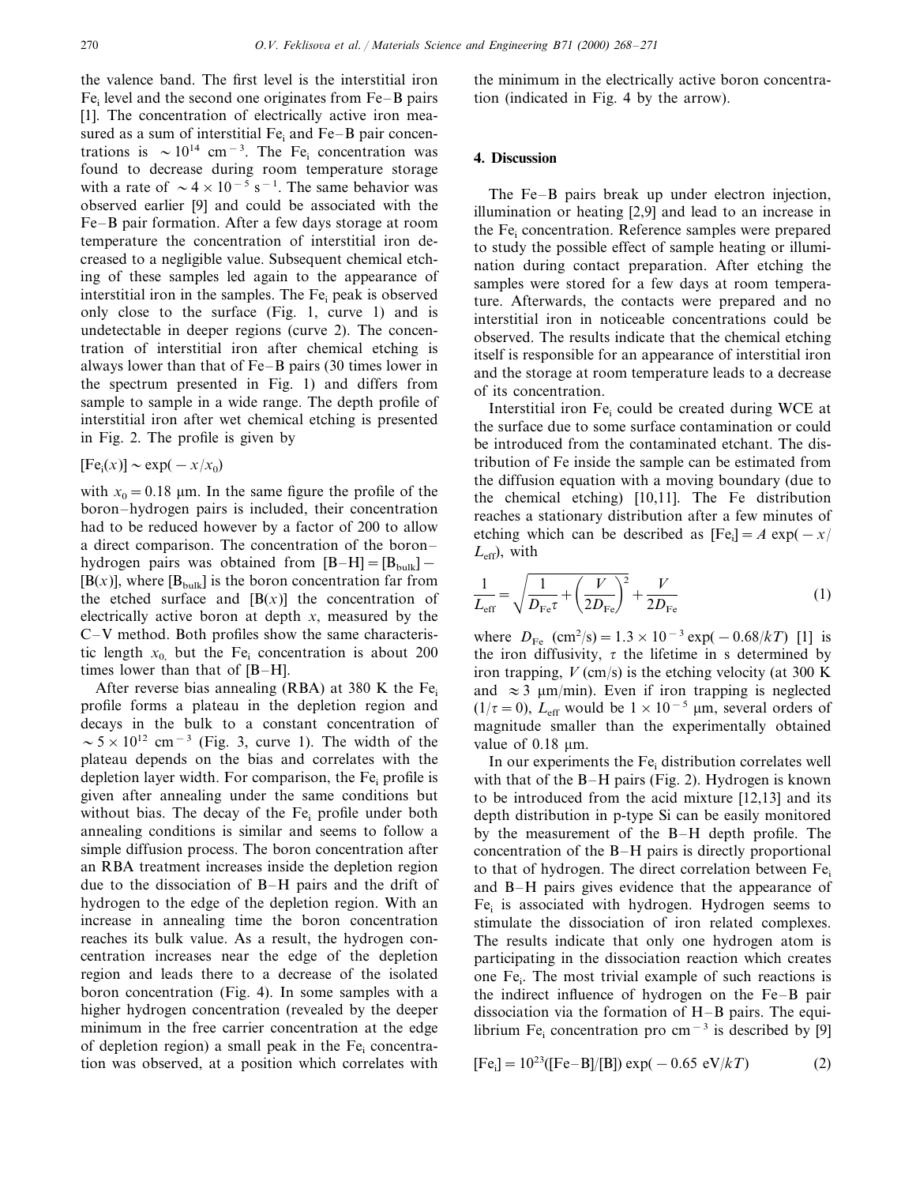the valence band. The first level is the interstitial iron $Fe_i$ level and the second one originates from Fe–B pairs [1]. The concentration of electrically active iron measured as a sum of interstitial $Fe_i$ and Fe–B pair concentrations is $\sim 10^{14}$ $cm^{-3}$. The $Fe_i$ concentration was found to decrease during room temperature storage with a rate of $\sim 4 \times 10^{-5}$ $s^{-1}$. The same behavior was observed earlier [9] and could be associated with the Fe–B pair formation. After a few days storage at room temperature the concentration of interstitial iron decreased to a negligible value. Subsequent chemical etching of these samples led again to the appearance of interstitial iron in the samples. The $Fe_i$ peak is observed only close to the surface (Fig. 1, curve 1) and is undetectable in deeper regions (curve 2). The concentration of interstitial iron after chemical etching is always lower than that of Fe–B pairs (30 times lower in the spectrum presented in Fig. 1) and differs from sample to sample in a wide range. The depth profile of interstitial iron after wet chemical etching is presented in Fig. 2. The profile is given by

$$[Fe_i(x)] \sim \exp(-x/x_0)$$

with $x_0 = 0.18$ μm. In the same figure the profile of the boron–hydrogen pairs is included, their concentration had to be reduced however by a factor of 200 to allow a direct comparison. The concentration of the boron–hydrogen pairs was obtained from $[B\text{–}H] = [B_{bulk}] - [B(x)]$, where $[B_{bulk}]$ is the boron concentration far from the etched surface and $[B(x)]$ the concentration of electrically active boron at depth $x$, measured by the C–V method. Both profiles show the same characteristic length $x_0$, but the $Fe_i$ concentration is about 200 times lower than that of [B–H].

After reverse bias annealing (RBA) at 380 K the $Fe_i$ profile forms a plateau in the depletion region and decays in the bulk to a constant concentration of $\sim 5 \times 10^{12}$ $cm^{-3}$ (Fig. 3, curve 1). The width of the plateau depends on the bias and correlates with the depletion layer width. For comparison, the $Fe_i$ profile is given after annealing under the same conditions but without bias. The decay of the $Fe_i$ profile under both annealing conditions is similar and seems to follow a simple diffusion process. The boron concentration after an RBA treatment increases inside the depletion region due to the dissociation of B–H pairs and the drift of hydrogen to the edge of the depletion region. With an increase in annealing time the boron concentration reaches its bulk value. As a result, the hydrogen concentration increases near the edge of the depletion region and leads there to a decrease of the isolated boron concentration (Fig. 4). In some samples with a higher hydrogen concentration (revealed by the deeper minimum in the free carrier concentration at the edge of depletion region) a small peak in the $Fe_i$ concentration was observed, at a position which correlates with the minimum in the electrically active boron concentration (indicated in Fig. 4 by the arrow).

## 4. Discussion

The Fe–B pairs break up under electron injection, illumination or heating [2,9] and lead to an increase in the $Fe_i$ concentration. Reference samples were prepared to study the possible effect of sample heating or illumination during contact preparation. After etching the samples were stored for a few days at room temperature. Afterwards, the contacts were prepared and no interstitial iron in noticeable concentrations could be observed. The results indicate that the chemical etching itself is responsible for an appearance of interstitial iron and the storage at room temperature leads to a decrease of its concentration.

Interstitial iron $Fe_i$ could be created during WCE at the surface due to some surface contamination or could be introduced from the contaminated etchant. The distribution of Fe inside the sample can be estimated from the diffusion equation with a moving boundary (due to the chemical etching) [10,11]. The Fe distribution reaches a stationary distribution after a few minutes of etching which can be described as $[Fe_i] = A \exp(-x/L_{eff})$, with

$$\frac{1}{L_{eff}} = \sqrt{\frac{1}{D_{Fe}\tau} + \left(\frac{V}{2D_{Fe}}\right)^2} + \frac{V}{2D_{Fe}} \tag{1}$$

where $D_{Fe}$ $(cm^2/s) = 1.3 \times 10^{-3} \exp(-0.68/kT)$ [1] is the iron diffusivity, $\tau$ the lifetime in s determined by iron trapping, $V$ (cm/s) is the etching velocity (at 300 K and $\approx 3$ μm/min). Even if iron trapping is neglected $(1/\tau = 0)$, $L_{eff}$ would be $1 \times 10^{-5}$ μm, several orders of magnitude smaller than the experimentally obtained value of 0.18 μm.

In our experiments the $Fe_i$ distribution correlates well with that of the B–H pairs (Fig. 2). Hydrogen is known to be introduced from the acid mixture [12,13] and its depth distribution in p-type Si can be easily monitored by the measurement of the B–H depth profile. The concentration of the B–H pairs is directly proportional to that of hydrogen. The direct correlation between $Fe_i$ and B–H pairs gives evidence that the appearance of $Fe_i$ is associated with hydrogen. Hydrogen seems to stimulate the dissociation of iron related complexes. The results indicate that only one hydrogen atom is participating in the dissociation reaction which creates one $Fe_i$. The most trivial example of such reactions is the indirect influence of hydrogen on the Fe–B pair dissociation via the formation of H–B pairs. The equilibrium $Fe_i$ concentration pro $cm^{-3}$ is described by [9]

$$[Fe_i] = 10^{23}([Fe\text{–}B]/[B]) \exp(-0.65 \text{ eV}/kT) \tag{2}$$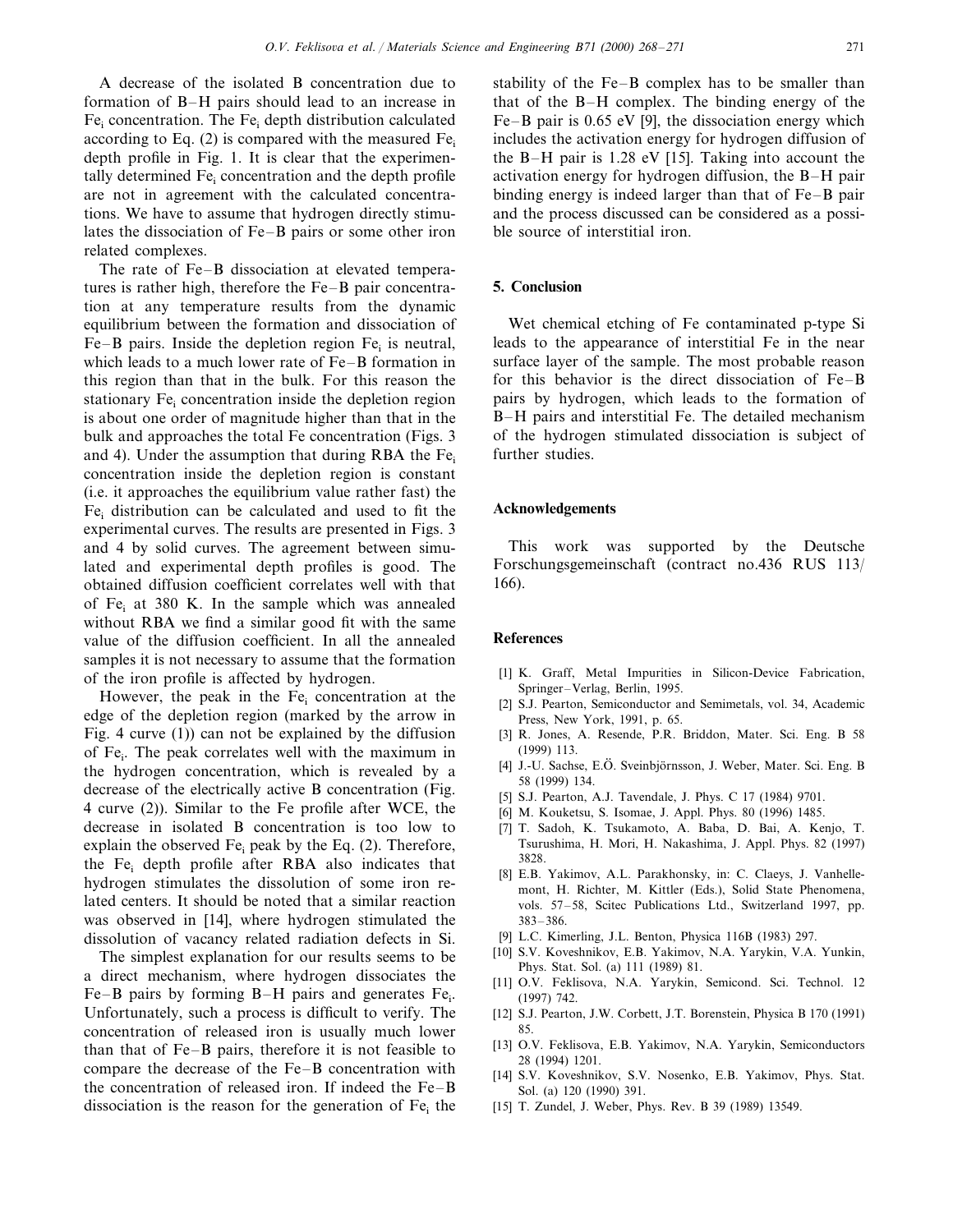A decrease of the isolated B concentration due to formation of B–H pairs should lead to an increase in $Fe_i$ concentration. The $Fe_i$ depth distribution calculated according to Eq. (2) is compared with the measured $Fe_i$ depth profile in Fig. 1. It is clear that the experimentally determined $Fe_i$ concentration and the depth profile are not in agreement with the calculated concentrations. We have to assume that hydrogen directly stimulates the dissociation of Fe–B pairs or some other iron related complexes.

The rate of Fe–B dissociation at elevated temperatures is rather high, therefore the Fe–B pair concentration at any temperature results from the dynamic equilibrium between the formation and dissociation of Fe–B pairs. Inside the depletion region $Fe_i$ is neutral, which leads to a much lower rate of Fe–B formation in this region than that in the bulk. For this reason the stationary $Fe_i$ concentration inside the depletion region is about one order of magnitude higher than that in the bulk and approaches the total Fe concentration (Figs. 3 and 4). Under the assumption that during RBA the $Fe_i$ concentration inside the depletion region is constant (i.e. it approaches the equilibrium value rather fast) the $Fe_i$ distribution can be calculated and used to fit the experimental curves. The results are presented in Figs. 3 and 4 by solid curves. The agreement between simulated and experimental depth profiles is good. The obtained diffusion coefficient correlates well with that of $Fe_i$ at 380 K. In the sample which was annealed without RBA we find a similar good fit with the same value of the diffusion coefficient. In all the annealed samples it is not necessary to assume that the formation of the iron profile is affected by hydrogen.

However, the peak in the $Fe_i$ concentration at the edge of the depletion region (marked by the arrow in Fig. 4 curve (1)) can not be explained by the diffusion of $Fe_i$. The peak correlates well with the maximum in the hydrogen concentration, which is revealed by a decrease of the electrically active B concentration (Fig. 4 curve (2)). Similar to the Fe profile after WCE, the decrease in isolated B concentration is too low to explain the observed $Fe_i$ peak by the Eq. (2). Therefore, the $Fe_i$ depth profile after RBA also indicates that hydrogen stimulates the dissolution of some iron related centers. It should be noted that a similar reaction was observed in [14], where hydrogen stimulated the dissolution of vacancy related radiation defects in Si.

The simplest explanation for our results seems to be a direct mechanism, where hydrogen dissociates the Fe–B pairs by forming B–H pairs and generates $Fe_i$. Unfortunately, such a process is difficult to verify. The concentration of released iron is usually much lower than that of Fe–B pairs, therefore it is not feasible to compare the decrease of the Fe–B concentration with the concentration of released iron. If indeed the Fe–B dissociation is the reason for the generation of $Fe_i$ the stability of the Fe–B complex has to be smaller than that of the B–H complex. The binding energy of the Fe–B pair is 0.65 eV [9], the dissociation energy which includes the activation energy for hydrogen diffusion of the B–H pair is 1.28 eV [15]. Taking into account the activation energy for hydrogen diffusion, the B–H pair binding energy is indeed larger than that of Fe–B pair and the process discussed can be considered as a possible source of interstitial iron.

## 5. Conclusion

Wet chemical etching of Fe contaminated p-type Si leads to the appearance of interstitial Fe in the near surface layer of the sample. The most probable reason for this behavior is the direct dissociation of Fe–B pairs by hydrogen, which leads to the formation of B–H pairs and interstitial Fe. The detailed mechanism of the hydrogen stimulated dissociation is subject of further studies.

## Acknowledgements

This work was supported by the Deutsche Forschungsgemeinschaft (contract no.436 RUS 113/166).

## References

[1] K. Graff, Metal Impurities in Silicon-Device Fabrication, Springer–Verlag, Berlin, 1995.

[2] S.J. Pearton, Semiconductor and Semimetals, vol. 34, Academic Press, New York, 1991, p. 65.

[3] R. Jones, A. Resende, P.R. Briddon, Mater. Sci. Eng. B 58 (1999) 113.

[4] J.-U. Sachse, E.Ö. Sveinbjörnsson, J. Weber, Mater. Sci. Eng. B 58 (1999) 134.

[5] S.J. Pearton, A.J. Tavendale, J. Phys. C 17 (1984) 9701.

[6] M. Kouketsu, S. Isomae, J. Appl. Phys. 80 (1996) 1485.

[7] T. Sadoh, K. Tsukamoto, A. Baba, D. Bai, A. Kenjo, T. Tsurushima, H. Mori, H. Nakashima, J. Appl. Phys. 82 (1997) 3828.

[8] E.B. Yakimov, A.L. Parakhonsky, in: C. Claeys, J. Vanhellemont, H. Richter, M. Kittler (Eds.), Solid State Phenomena, vols. 57–58, Scitec Publications Ltd., Switzerland 1997, pp. 383–386.

[9] L.C. Kimerling, J.L. Benton, Physica 116B (1983) 297.

[10] S.V. Koveshnikov, E.B. Yakimov, N.A. Yarykin, V.A. Yunkin, Phys. Stat. Sol. (a) 111 (1989) 81.

[11] O.V. Feklisova, N.A. Yarykin, Semicond. Sci. Technol. 12 (1997) 742.

[12] S.J. Pearton, J.W. Corbett, J.T. Borenstein, Physica B 170 (1991) 85.

[13] O.V. Feklisova, E.B. Yakimov, N.A. Yarykin, Semiconductors 28 (1994) 1201.

[14] S.V. Koveshnikov, S.V. Nosenko, E.B. Yakimov, Phys. Stat. Sol. (a) 120 (1990) 391.

[15] T. Zundel, J. Weber, Phys. Rev. B 39 (1989) 13549.